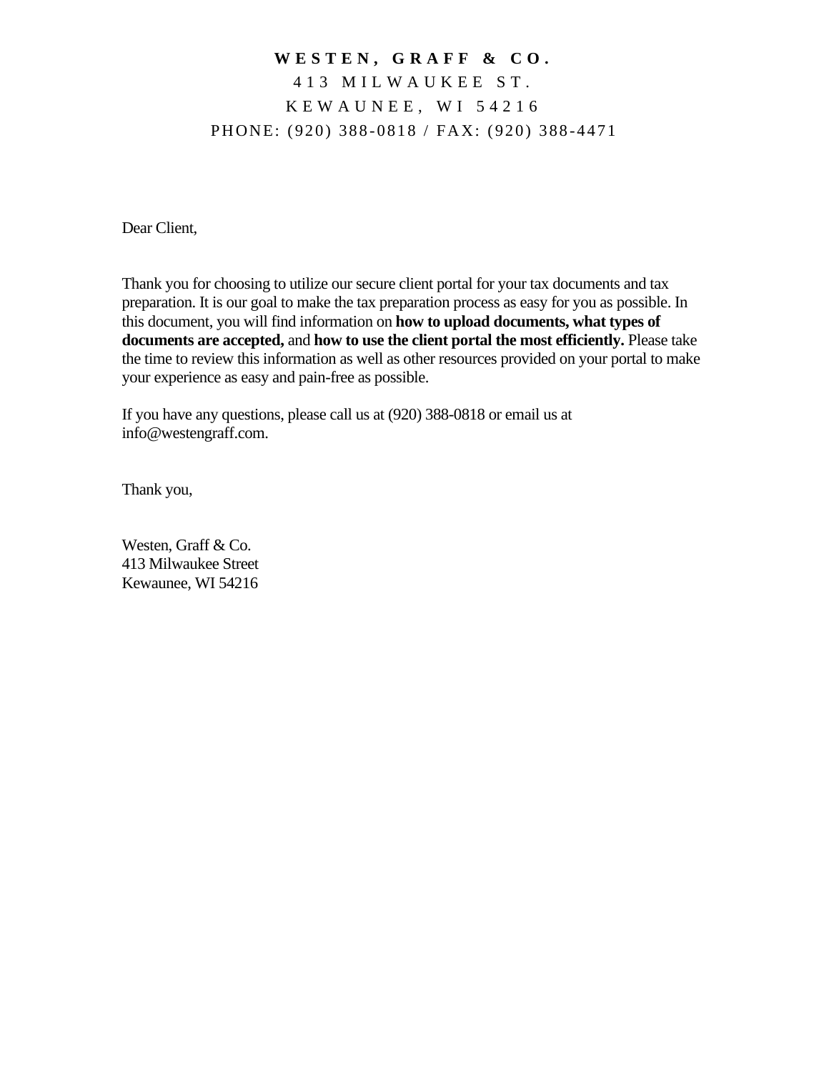**WESTEN, GRAFF & CO.**

413 MILWAUKEE ST.

KEWAUNEE, WI 54216

PHONE: (920) 388-0818 / FAX: (920) 388-4471

Dear Client,

Thank you for choosing to utilize our secure client portal for your tax documents and tax preparation. It is our goal to make the tax preparation process as easy for you as possible. In this document, you will find information on **how to upload documents, what types of documents are accepted,** and **how to use the client portal the most efficiently.** Please take the time to review this information as well as other resources provided on your portal to make your experience as easy and pain-free as possible.

If you have any questions, please call us at (920) 388-0818 or email us at info@westengraff.com.

Thank you,

Westen, Graff & Co.
413 Milwaukee Street
Kewaunee, WI 54216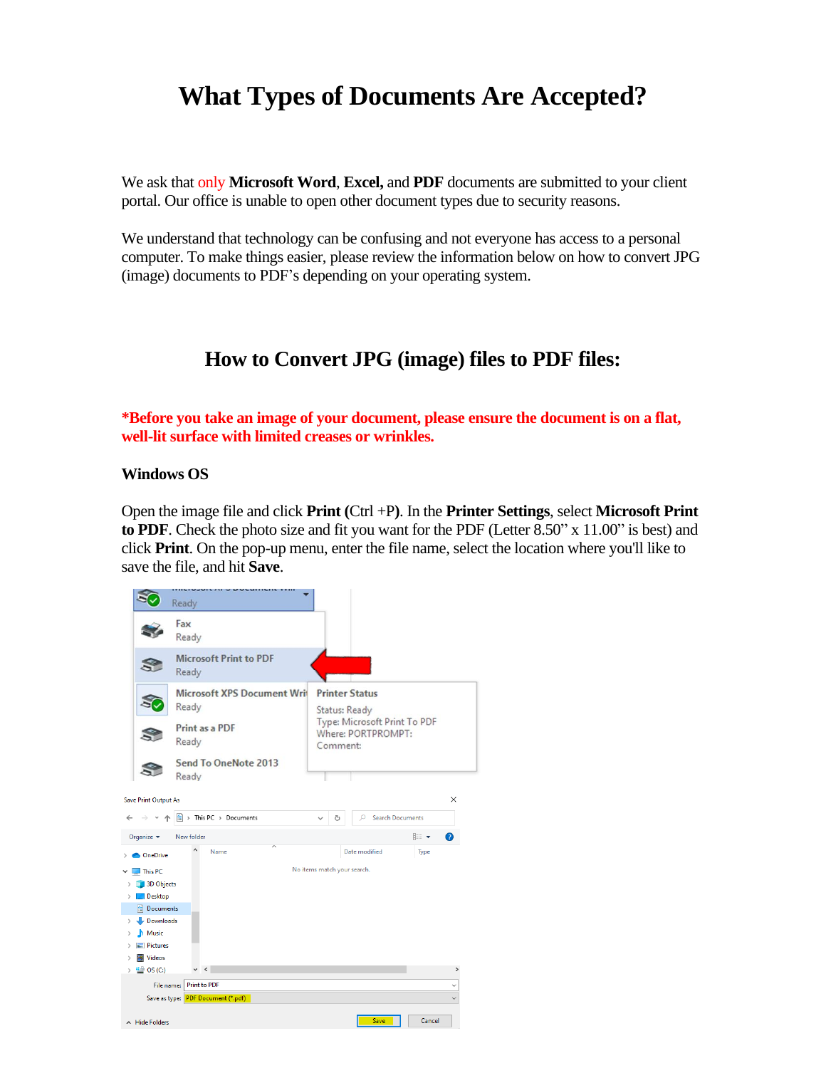# What Types of Documents Are Accepted?

We ask that only **Microsoft Word**, **Excel,** and **PDF** documents are submitted to your client portal. Our office is unable to open other document types due to security reasons.

We understand that technology can be confusing and not everyone has access to a personal computer. To make things easier, please review the information below on how to convert JPG (image) documents to PDF's depending on your operating system.

## How to Convert JPG (image) files to PDF files:

***Before you take an image of your document, please ensure the document is on a flat, well-lit surface with limited creases or wrinkles.**

**Windows OS**

Open the image file and click **Print (**Ctrl +**P)**. In the **Printer Settings**, select **Microsoft Print to PDF**. Check the photo size and fit you want for the PDF (Letter 8.50" x 11.00" is best) and click **Print**. On the pop-up menu, enter the file name, select the location where you'll like to save the file, and hit **Save**.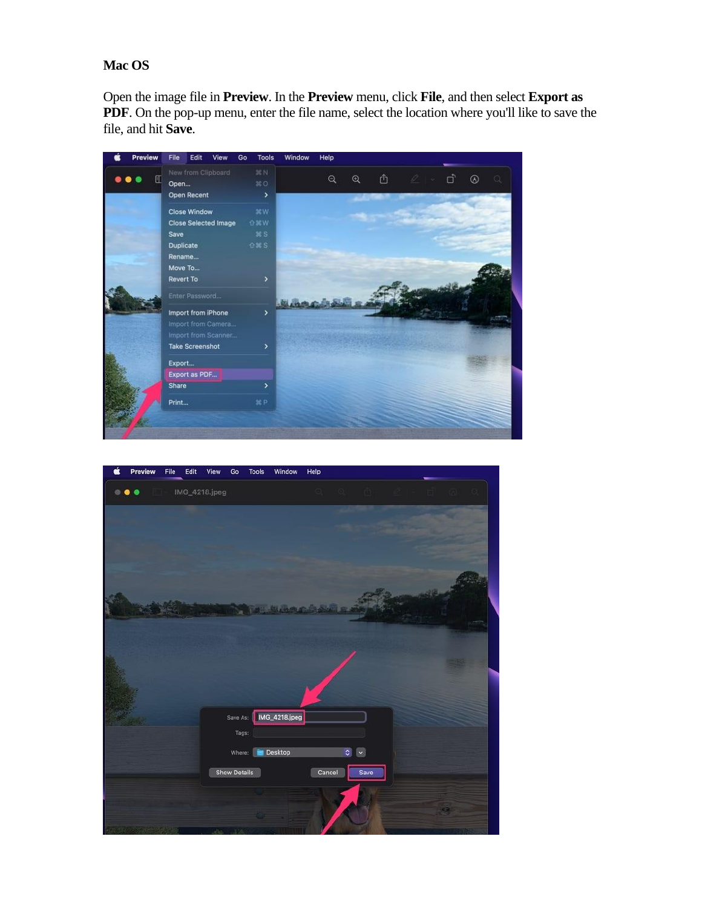**Mac OS**

Open the image file in **Preview**. In the **Preview** menu, click **File**, and then select **Export as PDF**. On the pop-up menu, enter the file name, select the location where you'll like to save the file, and hit **Save**.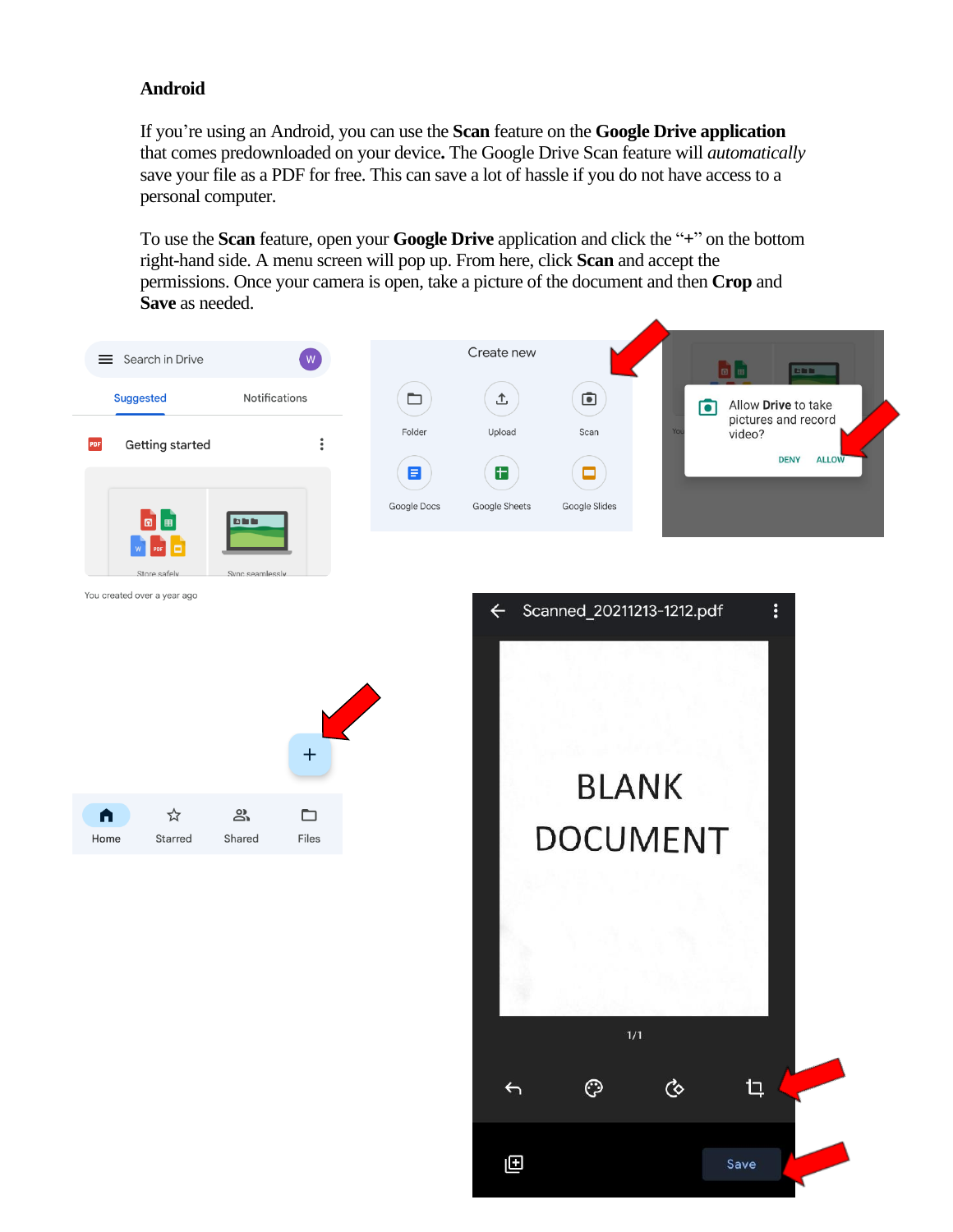### Android

If you're using an Android, you can use the **Scan** feature on the **Google Drive application** that comes predownloaded on your device**.** The Google Drive Scan feature will *automatically* save your file as a PDF for free. This can save a lot of hassle if you do not have access to a personal computer.

To use the **Scan** feature, open your **Google Drive** application and click the "+" on the bottom right-hand side. A menu screen will pop up. From here, click **Scan** and accept the permissions. Once your camera is open, take a picture of the document and then **Crop** and **Save** as needed.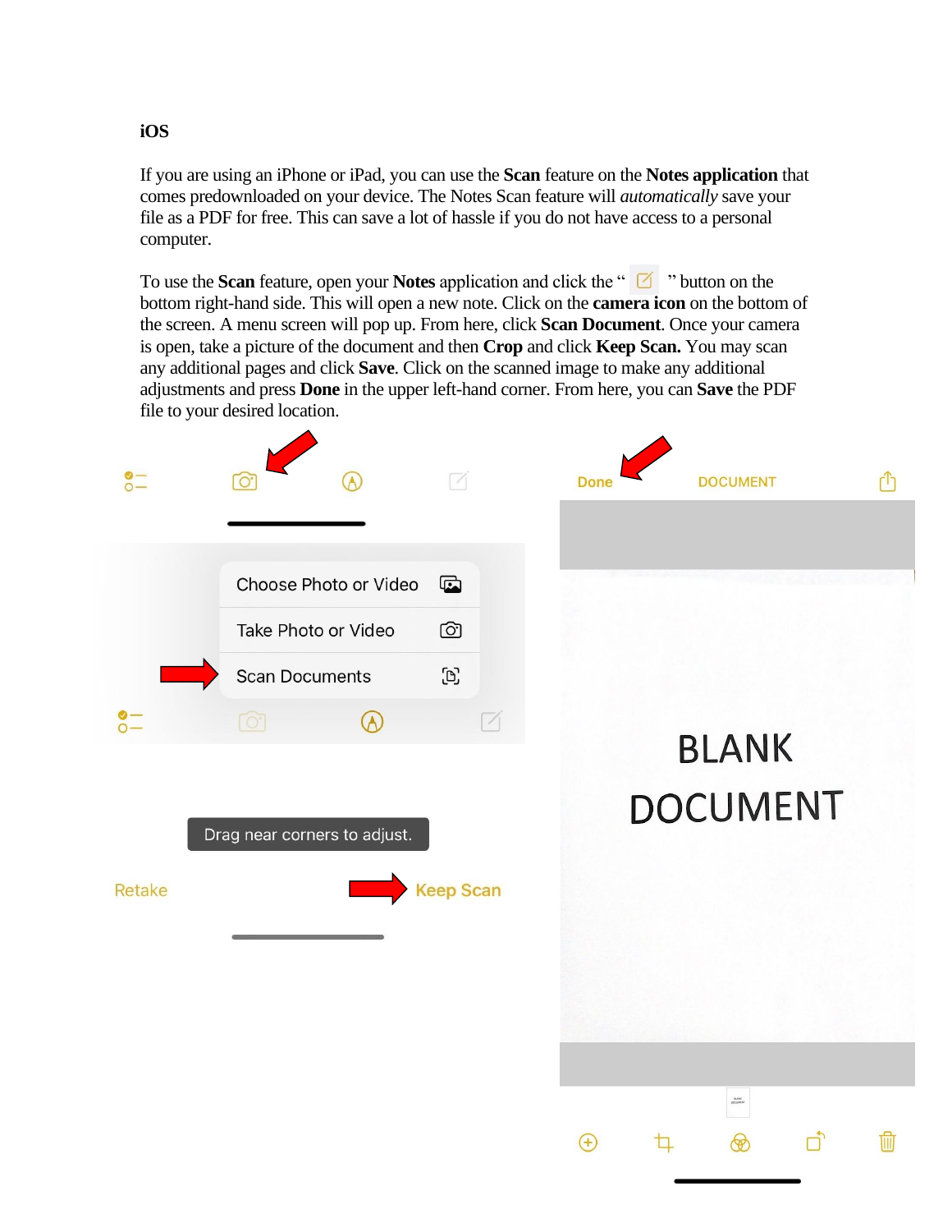### iOS

If you are using an iPhone or iPad, you can use the **Scan** feature on the **Notes application** that comes predownloaded on your device. The Notes Scan feature will *automatically* save your file as a PDF for free. This can save a lot of hassle if you do not have access to a personal computer.

To use the **Scan** feature, open your **Notes** application and click the " " button on the bottom right-hand side. This will open a new note. Click on the **camera icon** on the bottom of the screen. A menu screen will pop up. From here, click **Scan Document**. Once your camera is open, take a picture of the document and then **Crop** and click **Keep Scan.** You may scan any additional pages and click **Save**. Click on the scanned image to make any additional adjustments and press **Done** in the upper left-hand corner. From here, you can **Save** the PDF file to your desired location.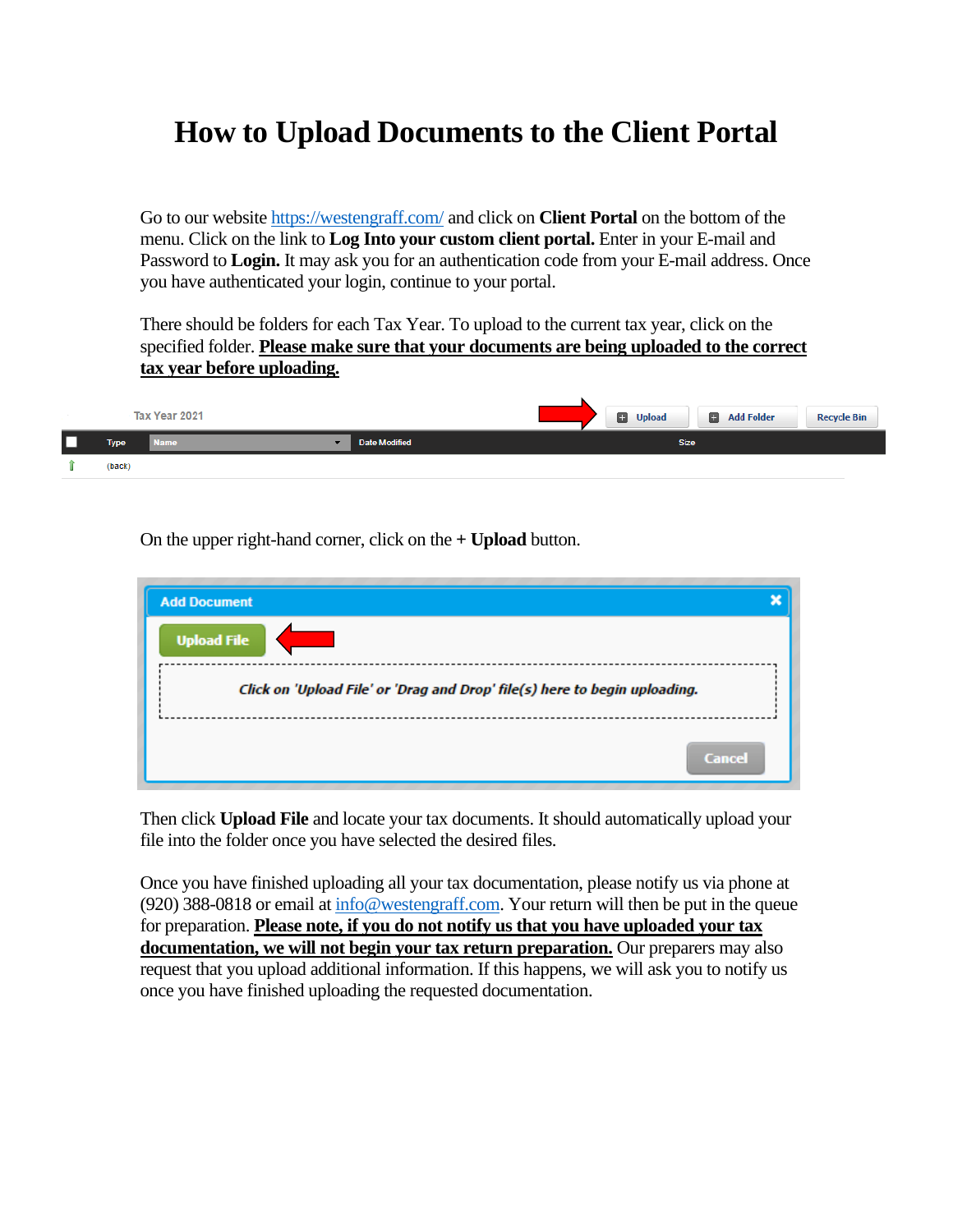# How to Upload Documents to the Client Portal

Go to our website https://westengraff.com/ and click on **Client Portal** on the bottom of the menu. Click on the link to **Log Into your custom client portal.** Enter in your E-mail and Password to **Login.** It may ask you for an authentication code from your E-mail address. Once you have authenticated your login, continue to your portal.

There should be folders for each Tax Year. To upload to the current tax year, click on the specified folder. **Please make sure that your documents are being uploaded to the correct tax year before uploading.**

On the upper right-hand corner, click on the **+ Upload** button.

Then click **Upload File** and locate your tax documents. It should automatically upload your file into the folder once you have selected the desired files.

Once you have finished uploading all your tax documentation, please notify us via phone at (920) 388-0818 or email at info@westengraff.com. Your return will then be put in the queue for preparation. **Please note, if you do not notify us that you have uploaded your tax documentation, we will not begin your tax return preparation.** Our preparers may also request that you upload additional information. If this happens, we will ask you to notify us once you have finished uploading the requested documentation.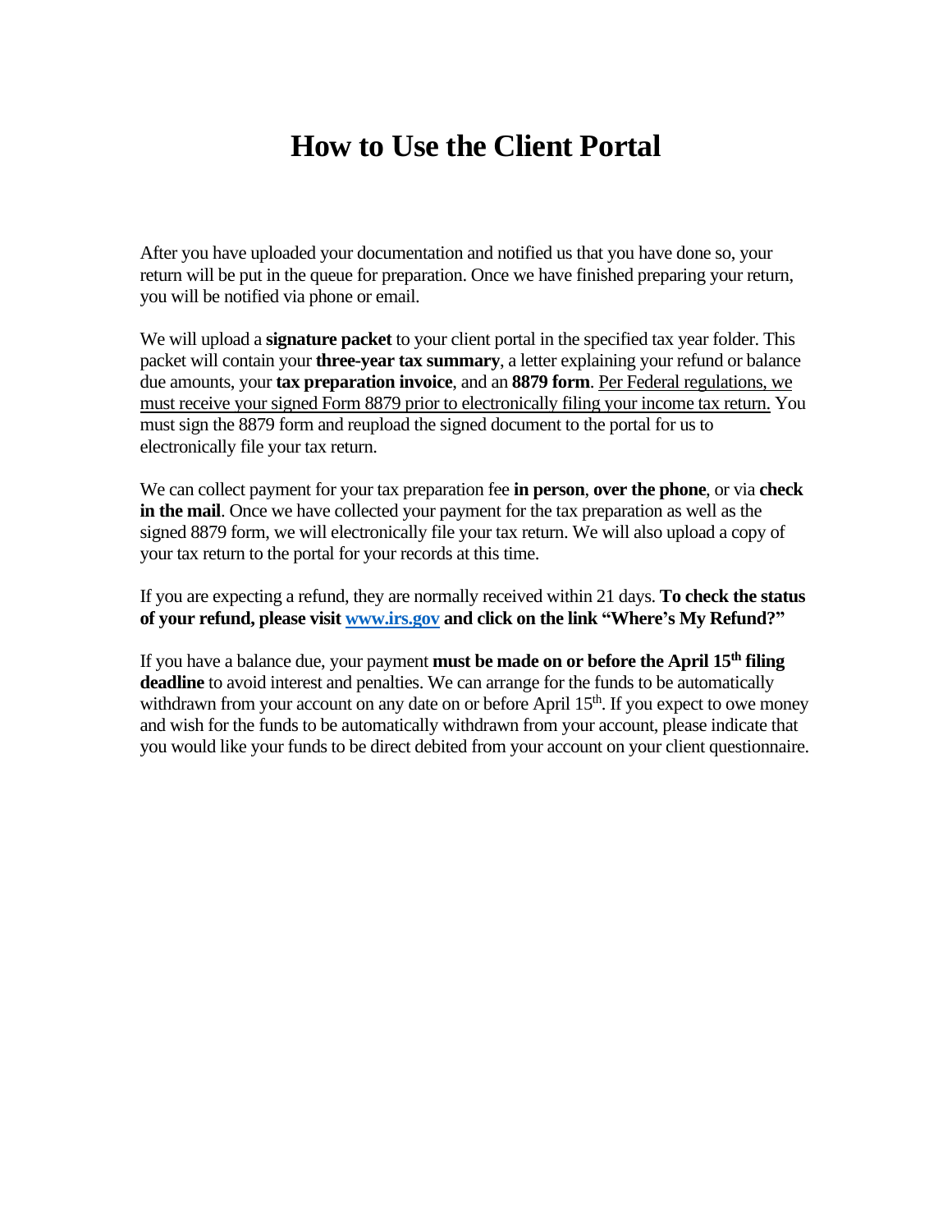# How to Use the Client Portal

After you have uploaded your documentation and notified us that you have done so, your return will be put in the queue for preparation. Once we have finished preparing your return, you will be notified via phone or email.

We will upload a **signature packet** to your client portal in the specified tax year folder. This packet will contain your **three-year tax summary**, a letter explaining your refund or balance due amounts, your **tax preparation invoice**, and an **8879 form**. <u>Per Federal regulations, we must receive your signed Form 8879 prior to electronically filing your income tax return.</u> You must sign the 8879 form and reupload the signed document to the portal for us to electronically file your tax return.

We can collect payment for your tax preparation fee **in person**, **over the phone**, or via **check in the mail**. Once we have collected your payment for the tax preparation as well as the signed 8879 form, we will electronically file your tax return. We will also upload a copy of your tax return to the portal for your records at this time.

If you are expecting a refund, they are normally received within 21 days. **To check the status of your refund, please visit [www.irs.gov](http://www.irs.gov) and click on the link "Where's My Refund?"**

If you have a balance due, your payment **must be made on or before the April 15th filing deadline** to avoid interest and penalties. We can arrange for the funds to be automatically withdrawn from your account on any date on or before April 15th. If you expect to owe money and wish for the funds to be automatically withdrawn from your account, please indicate that you would like your funds to be direct debited from your account on your client questionnaire.